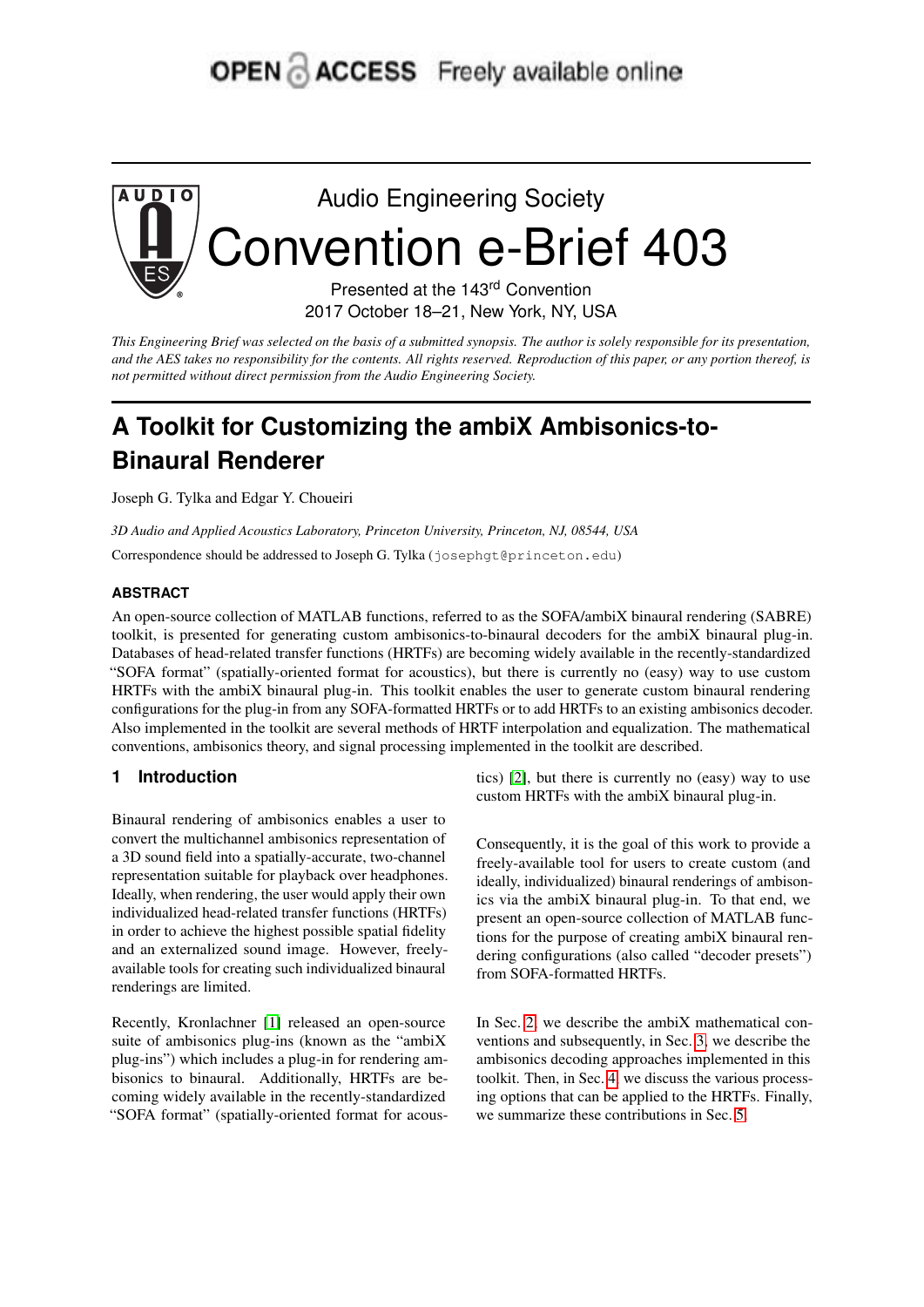OPEN ACCESS Freely available online

Audio Engineering Society

# Convention e-Brief 403

Presented at the 143rd Convention
2017 October 18–21, New York, NY, USA

*This Engineering Brief was selected on the basis of a submitted synopsis. The author is solely responsible for its presentation, and the AES takes no responsibility for the contents. All rights reserved. Reproduction of this paper, or any portion thereof, is not permitted without direct permission from the Audio Engineering Society.*

# A Toolkit for Customizing the ambiX Ambisonics-to-Binaural Renderer

Joseph G. Tylka and Edgar Y. Choueiri

*3D Audio and Applied Acoustics Laboratory, Princeton University, Princeton, NJ, 08544, USA*

Correspondence should be addressed to Joseph G. Tylka (josephgt@princeton.edu)

### ABSTRACT

An open-source collection of MATLAB functions, referred to as the SOFA/ambiX binaural rendering (SABRE) toolkit, is presented for generating custom ambisonics-to-binaural decoders for the ambiX binaural plug-in. Databases of head-related transfer functions (HRTFs) are becoming widely available in the recently-standardized "SOFA format" (spatially-oriented format for acoustics), but there is currently no (easy) way to use custom HRTFs with the ambiX binaural plug-in. This toolkit enables the user to generate custom binaural rendering configurations for the plug-in from any SOFA-formatted HRTFs or to add HRTFs to an existing ambisonics decoder. Also implemented in the toolkit are several methods of HRTF interpolation and equalization. The mathematical conventions, ambisonics theory, and signal processing implemented in the toolkit are described.

## 1 Introduction

Binaural rendering of ambisonics enables a user to convert the multichannel ambisonics representation of a 3D sound field into a spatially-accurate, two-channel representation suitable for playback over headphones. Ideally, when rendering, the user would apply their own individualized head-related transfer functions (HRTFs) in order to achieve the highest possible spatial fidelity and an externalized sound image. However, freely-available tools for creating such individualized binaural renderings are limited.

Recently, Kronlachner [1] released an open-source suite of ambisonics plug-ins (known as the "ambiX plug-ins") which includes a plug-in for rendering ambisonics to binaural. Additionally, HRTFs are becoming widely available in the recently-standardized "SOFA format" (spatially-oriented format for acoustics) [2], but there is currently no (easy) way to use custom HRTFs with the ambiX binaural plug-in.

Consequently, it is the goal of this work to provide a freely-available tool for users to create custom (and ideally, individualized) binaural renderings of ambisonics via the ambiX binaural plug-in. To that end, we present an open-source collection of MATLAB functions for the purpose of creating ambiX binaural rendering configurations (also called "decoder presets") from SOFA-formatted HRTFs.

In Sec. 2, we describe the ambiX mathematical conventions and subsequently, in Sec. 3, we describe the ambisonics decoding approaches implemented in this toolkit. Then, in Sec. 4, we discuss the various processing options that can be applied to the HRTFs. Finally, we summarize these contributions in Sec. 5.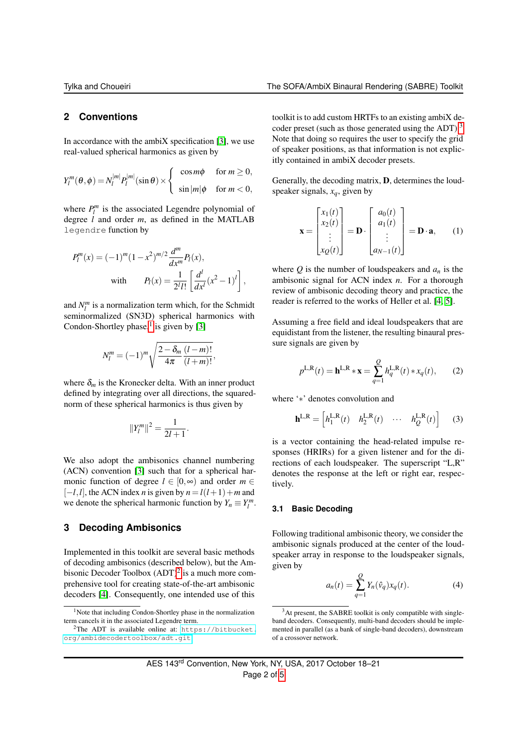## 2 Conventions

In accordance with the ambiX specification [3], we use real-valued spherical harmonics as given by

$$Y_l^m(\theta,\phi) = N_l^{|m|} P_l^{|m|}(\sin\theta) \times \begin{cases} \cos m\phi & \text{for } m \geq 0, \\ \sin|m|\phi & \text{for } m < 0, \end{cases}$$

where $P_l^m$ is the associated Legendre polynomial of degree $l$ and order $m$, as defined in the MATLAB `legendre` function by

$$P_l^m(x) = (-1)^m (1-x^2)^{m/2} \frac{d^m}{dx^m} P_l(x),$$
$$\text{with} \quad P_l(x) = \frac{1}{2^l l!} \left[ \frac{d^l}{dx^l} (x^2-1)^l \right],$$

and $N_l^m$ is a normalization term which, for the Schmidt seminormalized (SN3D) spherical harmonics with Condon-Shortley phase[1] is given by [3]

$$N_l^m = (-1)^m \sqrt{\frac{2-\delta_m}{4\pi} \frac{(l-m)!}{(l+m)!}},$$

where $\delta_m$ is the Kronecker delta. With an inner product defined by integrating over all directions, the squared-norm of these spherical harmonics is thus given by

$$\|Y_l^m\|^2 = \frac{1}{2l+1}.$$

We also adopt the ambisonics channel numbering (ACN) convention [3] such that for a spherical harmonic function of degree $l \in [0,\infty)$ and order $m \in [-l,l]$, the ACN index $n$ is given by $n = l(l+1)+m$ and we denote the spherical harmonic function by $Y_n \equiv Y_l^m$.

## 3 Decoding Ambisonics

Implemented in this toolkit are several basic methods of decoding ambisonics (described below), but the Ambisonic Decoder Toolbox (ADT)[2] is a much more comprehensive tool for creating state-of-the-art ambisonic decoders [4]. Consequently, one intended use of this toolkit is to add custom HRTFs to an existing ambiX decoder preset (such as those generated using the ADT).[3] Note that doing so requires the user to specify the grid of speaker positions, as that information is not explicitly contained in ambiX decoder presets.

Generally, the decoding matrix, $\mathbf{D}$, determines the loudspeaker signals, $x_q$, given by

$$\mathbf{x} = \begin{bmatrix} x_1(t) \\ x_2(t) \\ \vdots \\ x_Q(t) \end{bmatrix} = \mathbf{D} \cdot \begin{bmatrix} a_0(t) \\ a_1(t) \\ \vdots \\ a_{N-1}(t) \end{bmatrix} = \mathbf{D} \cdot \mathbf{a}, \tag{1}$$

where $Q$ is the number of loudspeakers and $a_n$ is the ambisonic signal for ACN index $n$. For a thorough review of ambisonic decoding theory and practice, the reader is referred to the works of Heller et al. [4, 5].

Assuming a free field and ideal loudspeakers that are equidistant from the listener, the resulting binaural pressure signals are given by

$$p^{\mathrm{L,R}}(t) = \mathbf{h}^{\mathrm{L,R}} * \mathbf{x} = \sum_{q=1}^{Q} h_q^{\mathrm{L,R}}(t) * x_q(t), \tag{2}$$

where '$*$' denotes convolution and

$$\mathbf{h}^{\mathrm{L,R}} = \begin{bmatrix} h_1^{\mathrm{L,R}}(t) & h_2^{\mathrm{L,R}}(t) & \cdots & h_Q^{\mathrm{L,R}}(t) \end{bmatrix} \tag{3}$$

is a vector containing the head-related impulse responses (HRIRs) for a given listener and for the directions of each loudspeaker. The superscript "L,R" denotes the response at the left or right ear, respectively.

### 3.1 Basic Decoding

Following traditional ambisonic theory, we consider the ambisonic signals produced at the center of the loudspeaker array in response to the loudspeaker signals, given by

$$a_n(t) = \sum_{q=1}^{Q} Y_n(\hat{v}_q) x_q(t). \tag{4}$$

---

[1] Note that including Condon-Shortley phase in the normalization term cancels it in the associated Legendre term.

[2] The ADT is available online at: `https://bitbucket.org/ambidecodertoolbox/adt.git`

[3] At present, the SABRE toolkit is only compatible with single-band decoders. Consequently, multi-band decoders should be implemented in parallel (as a bank of single-band decoders), downstream of a crossover network.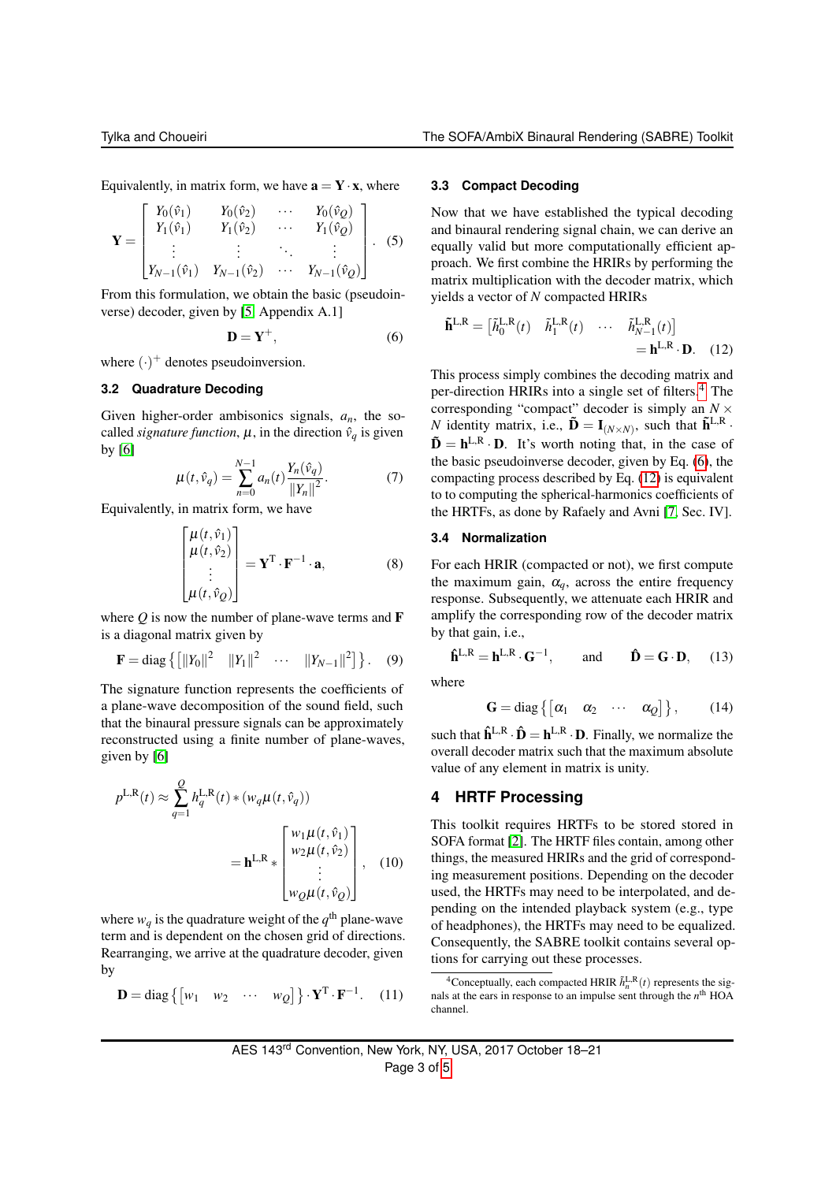Equivalently, in matrix form, we have $\mathbf{a} = \mathbf{Y} \cdot \mathbf{x}$, where

$$\mathbf{Y} = \begin{bmatrix} Y_0(\hat{v}_1) & Y_0(\hat{v}_2) & \cdots & Y_0(\hat{v}_Q) \\ Y_1(\hat{v}_1) & Y_1(\hat{v}_2) & \cdots & Y_1(\hat{v}_Q) \\ \vdots & \vdots & \ddots & \vdots \\ Y_{N-1}(\hat{v}_1) & Y_{N-1}(\hat{v}_2) & \cdots & Y_{N-1}(\hat{v}_Q) \end{bmatrix}. \quad (5)$$

From this formulation, we obtain the basic (pseudoinverse) decoder, given by [5, Appendix A.1]

$$\mathbf{D} = \mathbf{Y}^{+}, \quad (6)$$

where $(\cdot)^{+}$ denotes pseudoinversion.

### 3.2 Quadrature Decoding

Given higher-order ambisonics signals, $a_n$, the so-called *signature function*, $\mu$, in the direction $\hat{v}_q$ is given by [6]

$$\mu(t, \hat{v}_q) = \sum_{n=0}^{N-1} a_n(t) \frac{Y_n(\hat{v}_q)}{\|Y_n\|^2}. \quad (7)$$

Equivalently, in matrix form, we have

$$\begin{bmatrix} \mu(t, \hat{v}_1) \\ \mu(t, \hat{v}_2) \\ \vdots \\ \mu(t, \hat{v}_Q) \end{bmatrix} = \mathbf{Y}^{\mathrm{T}} \cdot \mathbf{F}^{-1} \cdot \mathbf{a}, \quad (8)$$

where $Q$ is now the number of plane-wave terms and $\mathbf{F}$ is a diagonal matrix given by

$$\mathbf{F} = \operatorname{diag}\left\{ \begin{bmatrix} \|Y_0\|^2 & \|Y_1\|^2 & \cdots & \|Y_{N-1}\|^2 \end{bmatrix} \right\}. \quad (9)$$

The signature function represents the coefficients of a plane-wave decomposition of the sound field, such that the binaural pressure signals can be approximately reconstructed using a finite number of plane-waves, given by [6]

$$\begin{aligned} p^{\mathrm{L,R}}(t) &\approx \sum_{q=1}^{Q} h_q^{\mathrm{L,R}}(t) * (w_q \mu(t, \hat{v}_q)) \\ &= \mathbf{h}^{\mathrm{L,R}} * \begin{bmatrix} w_1 \mu(t, \hat{v}_1) \\ w_2 \mu(t, \hat{v}_2) \\ \vdots \\ w_Q \mu(t, \hat{v}_Q) \end{bmatrix}, \end{aligned} \quad (10)$$

where $w_q$ is the quadrature weight of the $q^{\text{th}}$ plane-wave term and is dependent on the chosen grid of directions. Rearranging, we arrive at the quadrature decoder, given by

$$\mathbf{D} = \operatorname{diag}\left\{ \begin{bmatrix} w_1 & w_2 & \cdots & w_Q \end{bmatrix} \right\} \cdot \mathbf{Y}^{\mathrm{T}} \cdot \mathbf{F}^{-1}. \quad (11)$$

### 3.3 Compact Decoding

Now that we have established the typical decoding and binaural rendering signal chain, we can derive an equally valid but more computationally efficient approach. We first combine the HRIRs by performing the matrix multiplication with the decoder matrix, which yields a vector of $N$ compacted HRIRs

$$\begin{aligned} \tilde{\mathbf{h}}^{\mathrm{L,R}} &= \begin{bmatrix} \tilde{h}_0^{\mathrm{L,R}}(t) & \tilde{h}_1^{\mathrm{L,R}}(t) & \cdots & \tilde{h}_{N-1}^{\mathrm{L,R}}(t) \end{bmatrix} \\ &= \mathbf{h}^{\mathrm{L,R}} \cdot \mathbf{D}. \end{aligned} \quad (12)$$

This process simply combines the decoding matrix and per-direction HRIRs into a single set of filters.[4] The corresponding "compact" decoder is simply an $N \times N$ identity matrix, i.e., $\tilde{\mathbf{D}} = \mathbf{I}_{(N \times N)}$, such that $\tilde{\mathbf{h}}^{\mathrm{L,R}} \cdot \tilde{\mathbf{D}} = \mathbf{h}^{\mathrm{L,R}} \cdot \mathbf{D}$. It's worth noting that, in the case of the basic pseudoinverse decoder, given by Eq. (6), the compacting process described by Eq. (12) is equivalent to to computing the spherical-harmonics coefficients of the HRTFs, as done by Rafaely and Avni [7, Sec. IV].

### 3.4 Normalization

For each HRIR (compacted or not), we first compute the maximum gain, $\alpha_q$, across the entire frequency response. Subsequently, we attenuate each HRIR and amplify the corresponding row of the decoder matrix by that gain, i.e.,

$$\hat{\mathbf{h}}^{\mathrm{L,R}} = \mathbf{h}^{\mathrm{L,R}} \cdot \mathbf{G}^{-1}, \quad \text{and} \quad \hat{\mathbf{D}} = \mathbf{G} \cdot \mathbf{D}, \quad (13)$$

where

$$\mathbf{G} = \operatorname{diag}\left\{ \begin{bmatrix} \alpha_1 & \alpha_2 & \cdots & \alpha_Q \end{bmatrix} \right\}, \quad (14)$$

such that $\hat{\mathbf{h}}^{\mathrm{L,R}} \cdot \hat{\mathbf{D}} = \mathbf{h}^{\mathrm{L,R}} \cdot \mathbf{D}$. Finally, we normalize the overall decoder matrix such that the maximum absolute value of any element in matrix is unity.

## 4 HRTF Processing

This toolkit requires HRTFs to be stored stored in SOFA format [2]. The HRTF files contain, among other things, the measured HRIRs and the grid of corresponding measurement positions. Depending on the decoder used, the HRTFs may need to be interpolated, and depending on the intended playback system (e.g., type of headphones), the HRTFs may need to be equalized. Consequently, the SABRE toolkit contains several options for carrying out these processes.

[4] Conceptually, each compacted HRIR $\tilde{h}_n^{\mathrm{L,R}}(t)$ represents the signals at the ears in response to an impulse sent through the $n^{\text{th}}$ HOA channel.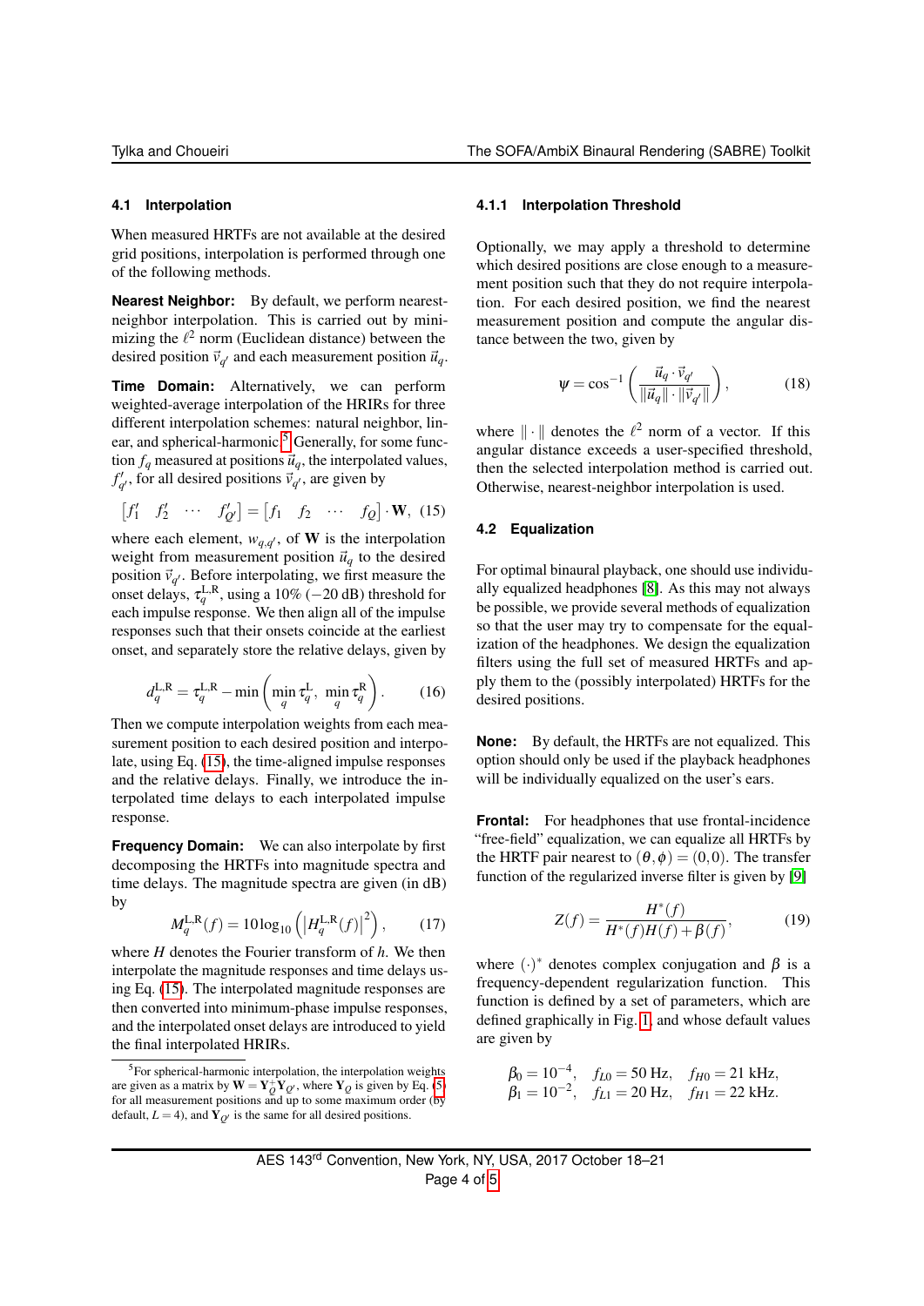### 4.1 Interpolation

When measured HRTFs are not available at the desired grid positions, interpolation is performed through one of the following methods.

**Nearest Neighbor:** By default, we perform nearest-neighbor interpolation. This is carried out by minimizing the $\ell^2$ norm (Euclidean distance) between the desired position $\vec{v}_{q'}$ and each measurement position $\vec{u}_q$.

**Time Domain:** Alternatively, we can perform weighted-average interpolation of the HRIRs for three different interpolation schemes: natural neighbor, linear, and spherical-harmonic.[5] Generally, for some function $f_q$ measured at positions $\vec{u}_q$, the interpolated values, $f'_{q'}$, for all desired positions $\vec{v}_{q'}$, are given by

$$\begin{bmatrix} f'_1 & f'_2 & \cdots & f'_{Q'} \end{bmatrix} = \begin{bmatrix} f_1 & f_2 & \cdots & f_Q \end{bmatrix} \cdot \mathbf{W}, \quad (15)$$

where each element, $w_{q,q'}$, of $\mathbf{W}$ is the interpolation weight from measurement position $\vec{u}_q$ to the desired position $\vec{v}_{q'}$. Before interpolating, we first measure the onset delays, $\tau_q^{\mathrm{L,R}}$, using a 10% ($-20$ dB) threshold for each impulse response. We then align all of the impulse responses such that their onsets coincide at the earliest onset, and separately store the relative delays, given by

$$d_q^{\mathrm{L,R}} = \tau_q^{\mathrm{L,R}} - \min\left(\min_q \tau_q^{\mathrm{L}},\ \min_q \tau_q^{\mathrm{R}}\right). \quad (16)$$

Then we compute interpolation weights from each measurement position to each desired position and interpolate, using Eq. (15), the time-aligned impulse responses and the relative delays. Finally, we introduce the interpolated time delays to each interpolated impulse response.

**Frequency Domain:** We can also interpolate by first decomposing the HRTFs into magnitude spectra and time delays. The magnitude spectra are given (in dB) by

$$M_q^{\mathrm{L,R}}(f) = 10\log_{10}\left(\left|H_q^{\mathrm{L,R}}(f)\right|^2\right), \quad (17)$$

where $H$ denotes the Fourier transform of $h$. We then interpolate the magnitude responses and time delays using Eq. (15). The interpolated magnitude responses are then converted into minimum-phase impulse responses, and the interpolated onset delays are introduced to yield the final interpolated HRIRs.

[5] For spherical-harmonic interpolation, the interpolation weights are given as a matrix by $\mathbf{W} = \mathbf{Y}_Q^{+}\mathbf{Y}_{Q'}$, where $\mathbf{Y}_Q$ is given by Eq. (5) for all measurement positions and up to some maximum order (by default, $L = 4$), and $\mathbf{Y}_{Q'}$ is the same for all desired positions.

#### 4.1.1 Interpolation Threshold

Optionally, we may apply a threshold to determine which desired positions are close enough to a measurement position such that they do not require interpolation. For each desired position, we find the nearest measurement position and compute the angular distance between the two, given by

$$\psi = \cos^{-1}\left(\frac{\vec{u}_q \cdot \vec{v}_{q'}}{\|\vec{u}_q\| \cdot \|\vec{v}_{q'}\|}\right), \quad (18)$$

where $\|\cdot\|$ denotes the $\ell^2$ norm of a vector. If this angular distance exceeds a user-specified threshold, then the selected interpolation method is carried out. Otherwise, nearest-neighbor interpolation is used.

### 4.2 Equalization

For optimal binaural playback, one should use individually equalized headphones [8]. As this may not always be possible, we provide several methods of equalization so that the user may try to compensate for the equalization of the headphones. We design the equalization filters using the full set of measured HRTFs and apply them to the (possibly interpolated) HRTFs for the desired positions.

**None:** By default, the HRTFs are not equalized. This option should only be used if the playback headphones will be individually equalized on the user's ears.

**Frontal:** For headphones that use frontal-incidence "free-field" equalization, we can equalize all HRTFs by the HRTF pair nearest to $(\theta, \phi) = (0, 0)$. The transfer function of the regularized inverse filter is given by [9]

$$Z(f) = \frac{H^*(f)}{H^*(f)H(f) + \beta(f)}, \quad (19)$$

where $(\cdot)^*$ denotes complex conjugation and $\beta$ is a frequency-dependent regularization function. This function is defined by a set of parameters, which are defined graphically in Fig. 1, and whose default values are given by

$$\begin{aligned} \beta_0 &= 10^{-4}, \quad f_{L0} = 50\text{ Hz}, \quad f_{H0} = 21\text{ kHz}, \\ \beta_1 &= 10^{-2}, \quad f_{L1} = 20\text{ Hz}, \quad f_{H1} = 22\text{ kHz}. \end{aligned}$$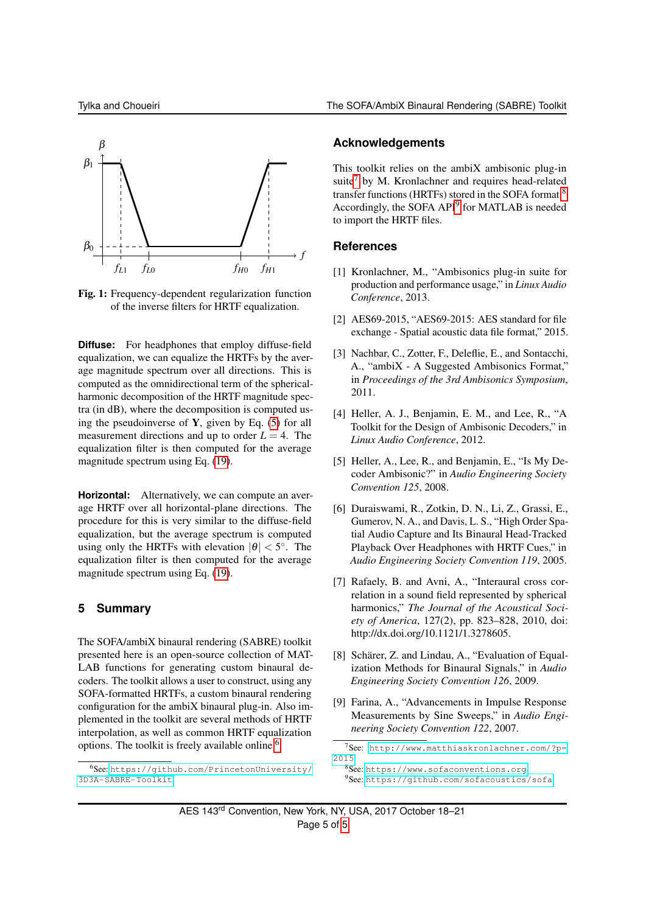$\beta$

$\beta_1$

$\beta_0$

$f_{L1}$ $f_{L0}$ $f_{H0}$ $f_{H1}$ $f$

**Fig. 1:** Frequency-dependent regularization function of the inverse filters for HRTF equalization.

**Diffuse:** For headphones that employ diffuse-field equalization, we can equalize the HRTFs by the average magnitude spectrum over all directions. This is computed as the omnidirectional term of the spherical-harmonic decomposition of the HRTF magnitude spectra (in dB), where the decomposition is computed using the pseudoinverse of $\mathbf{Y}$, given by Eq. (5) for all measurement directions and up to order $L = 4$. The equalization filter is then computed for the average magnitude spectrum using Eq. (19).

**Horizontal:** Alternatively, we can compute an average HRTF over all horizontal-plane directions. The procedure for this is very similar to the diffuse-field equalization, but the average spectrum is computed using only the HRTFs with elevation $|\theta| < 5°$. The equalization filter is then computed for the average magnitude spectrum using Eq. (19).

## 5 Summary

The SOFA/ambiX binaural rendering (SABRE) toolkit presented here is an open-source collection of MATLAB functions for generating custom binaural decoders. The toolkit allows a user to construct, using any SOFA-formatted HRTFs, a custom binaural rendering configuration for the ambiX binaural plug-in. Also implemented in the toolkit are several methods of HRTF interpolation, as well as common HRTF equalization options. The toolkit is freely available online.[6]

[6] See: https://github.com/PrincetonUniversity/3D3A-SABRE-Toolkit

## Acknowledgements

This toolkit relies on the ambiX ambisonic plug-in suite[7] by M. Kronlachner and requires head-related transfer functions (HRTFs) stored in the SOFA format.[8] Accordingly, the SOFA API[9] for MATLAB is needed to import the HRTF files.

## References

[1] Kronlachner, M., "Ambisonics plug-in suite for production and performance usage," in *Linux Audio Conference*, 2013.

[2] AES69-2015, "AES69-2015: AES standard for file exchange - Spatial acoustic data file format," 2015.

[3] Nachbar, C., Zotter, F., Deleflie, E., and Sontacchi, A., "ambiX - A Suggested Ambisonics Format," in *Proceedings of the 3rd Ambisonics Symposium*, 2011.

[4] Heller, A. J., Benjamin, E. M., and Lee, R., "A Toolkit for the Design of Ambisonic Decoders," in *Linux Audio Conference*, 2012.

[5] Heller, A., Lee, R., and Benjamin, E., "Is My Decoder Ambisonic?" in *Audio Engineering Society Convention 125*, 2008.

[6] Duraiswami, R., Zotkin, D. N., Li, Z., Grassi, E., Gumerov, N. A., and Davis, L. S., "High Order Spatial Audio Capture and Its Binaural Head-Tracked Playback Over Headphones with HRTF Cues," in *Audio Engineering Society Convention 119*, 2005.

[7] Rafaely, B. and Avni, A., "Interaural cross correlation in a sound field represented by spherical harmonics," *The Journal of the Acoustical Society of America*, 127(2), pp. 823–828, 2010, doi: http://dx.doi.org/10.1121/1.3278605.

[8] Schärer, Z. and Lindau, A., "Evaluation of Equalization Methods for Binaural Signals," in *Audio Engineering Society Convention 126*, 2009.

[9] Farina, A., "Advancements in Impulse Response Measurements by Sine Sweeps," in *Audio Engineering Society Convention 122*, 2007.

[7] See: http://www.matthiaskronlachner.com/?p=2015

[8] See: https://www.sofaconventions.org

[9] See: https://github.com/sofacoustics/sofa